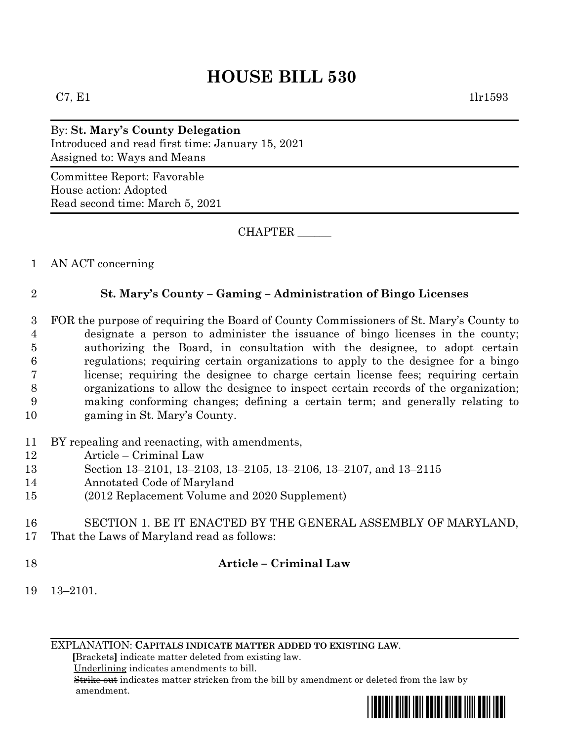# HOUSE BILL 530

C7, E1 1lr1593

By: **St. Mary's County Delegation**
Introduced and read first time: January 15, 2021
Assigned to: Ways and Means

Committee Report: Favorable
House action: Adopted
Read second time: March 5, 2021

CHAPTER ______

1 AN ACT concerning

2 **St. Mary's County – Gaming – Administration of Bingo Licenses**

3 FOR the purpose of requiring the Board of County Commissioners of St. Mary's County to
4 designate a person to administer the issuance of bingo licenses in the county;
5 authorizing the Board, in consultation with the designee, to adopt certain
6 regulations; requiring certain organizations to apply to the designee for a bingo
7 license; requiring the designee to charge certain license fees; requiring certain
8 organizations to allow the designee to inspect certain records of the organization;
9 making conforming changes; defining a certain term; and generally relating to
10 gaming in St. Mary's County.

11 BY repealing and reenacting, with amendments,
12 Article – Criminal Law
13 Section 13–2101, 13–2103, 13–2105, 13–2106, 13–2107, and 13–2115
14 Annotated Code of Maryland
15 (2012 Replacement Volume and 2020 Supplement)

16 SECTION 1. BE IT ENACTED BY THE GENERAL ASSEMBLY OF MARYLAND,
17 That the Laws of Maryland read as follows:

18 **Article – Criminal Law**

19 13–2101.

EXPLANATION: **CAPITALS INDICATE MATTER ADDED TO EXISTING LAW**.
**[**Brackets**]** indicate matter deleted from existing law.
Underlining indicates amendments to bill.
~~Strike out~~ indicates matter stricken from the bill by amendment or deleted from the law by amendment.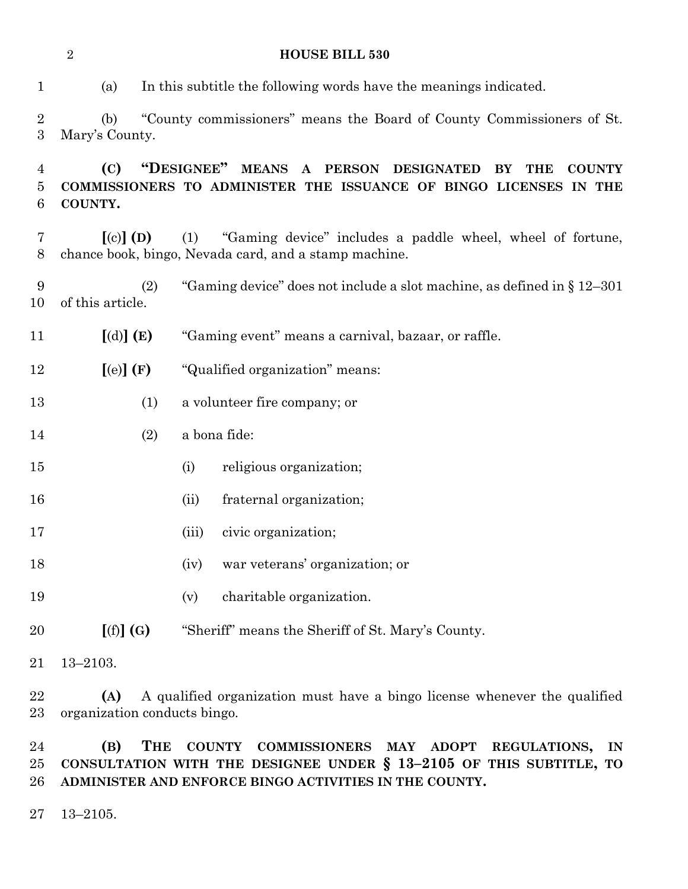(a) In this subtitle the following words have the meanings indicated.

(b) "County commissioners" means the Board of County Commissioners of St. Mary's County.

**(C) "DESIGNEE" MEANS A PERSON DESIGNATED BY THE COUNTY COMMISSIONERS TO ADMINISTER THE ISSUANCE OF BINGO LICENSES IN THE COUNTY.**

**[**(c)**] (D)** (1) "Gaming device" includes a paddle wheel, wheel of fortune, chance book, bingo, Nevada card, and a stamp machine.

(2) "Gaming device" does not include a slot machine, as defined in § 12–301 of this article.

**[**(d)**] (E)** "Gaming event" means a carnival, bazaar, or raffle.

**[**(e)**] (F)** "Qualified organization" means:

(1) a volunteer fire company; or

(2) a bona fide:

(i) religious organization;

(ii) fraternal organization;

(iii) civic organization;

(iv) war veterans' organization; or

(v) charitable organization.

**[**(f)**] (G)** "Sheriff" means the Sheriff of St. Mary's County.

13–2103.

**(A)** A qualified organization must have a bingo license whenever the qualified organization conducts bingo.

**(B) THE COUNTY COMMISSIONERS MAY ADOPT REGULATIONS, IN CONSULTATION WITH THE DESIGNEE UNDER § 13–2105 OF THIS SUBTITLE, TO ADMINISTER AND ENFORCE BINGO ACTIVITIES IN THE COUNTY.**

13–2105.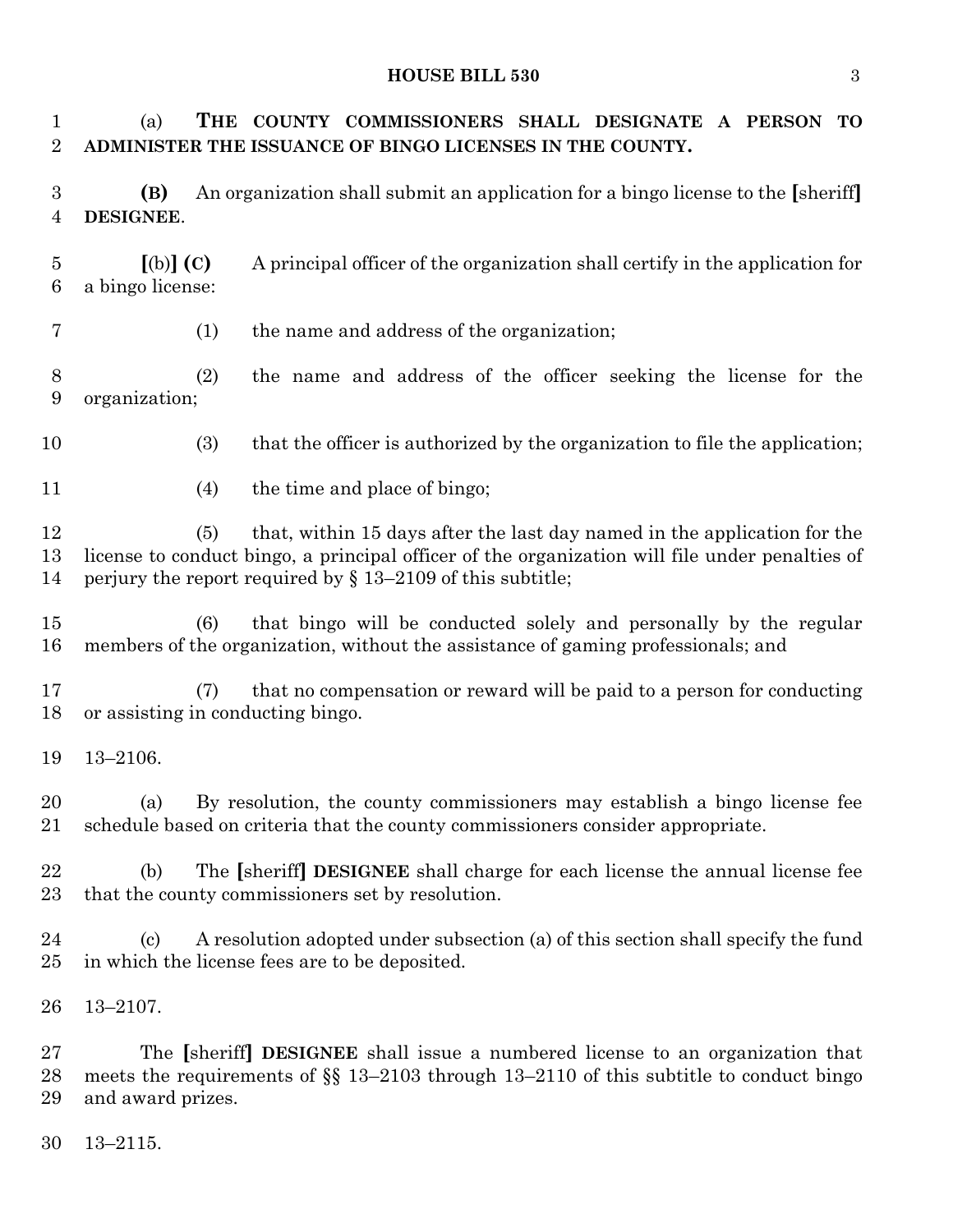(a) **THE COUNTY COMMISSIONERS SHALL DESIGNATE A PERSON TO ADMINISTER THE ISSUANCE OF BINGO LICENSES IN THE COUNTY.**

**(B)** An organization shall submit an application for a bingo license to the **[**sheriff**]** **DESIGNEE**.

**[**(b)**]** **(C)** A principal officer of the organization shall certify in the application for a bingo license:

(1) the name and address of the organization;

(2) the name and address of the officer seeking the license for the organization;

(3) that the officer is authorized by the organization to file the application;

(4) the time and place of bingo;

(5) that, within 15 days after the last day named in the application for the license to conduct bingo, a principal officer of the organization will file under penalties of perjury the report required by § 13–2109 of this subtitle;

(6) that bingo will be conducted solely and personally by the regular members of the organization, without the assistance of gaming professionals; and

(7) that no compensation or reward will be paid to a person for conducting or assisting in conducting bingo.

13–2106.

(a) By resolution, the county commissioners may establish a bingo license fee schedule based on criteria that the county commissioners consider appropriate.

(b) The **[**sheriff**]** **DESIGNEE** shall charge for each license the annual license fee that the county commissioners set by resolution.

(c) A resolution adopted under subsection (a) of this section shall specify the fund in which the license fees are to be deposited.

13–2107.

The **[**sheriff**]** **DESIGNEE** shall issue a numbered license to an organization that meets the requirements of §§ 13–2103 through 13–2110 of this subtitle to conduct bingo and award prizes.

13–2115.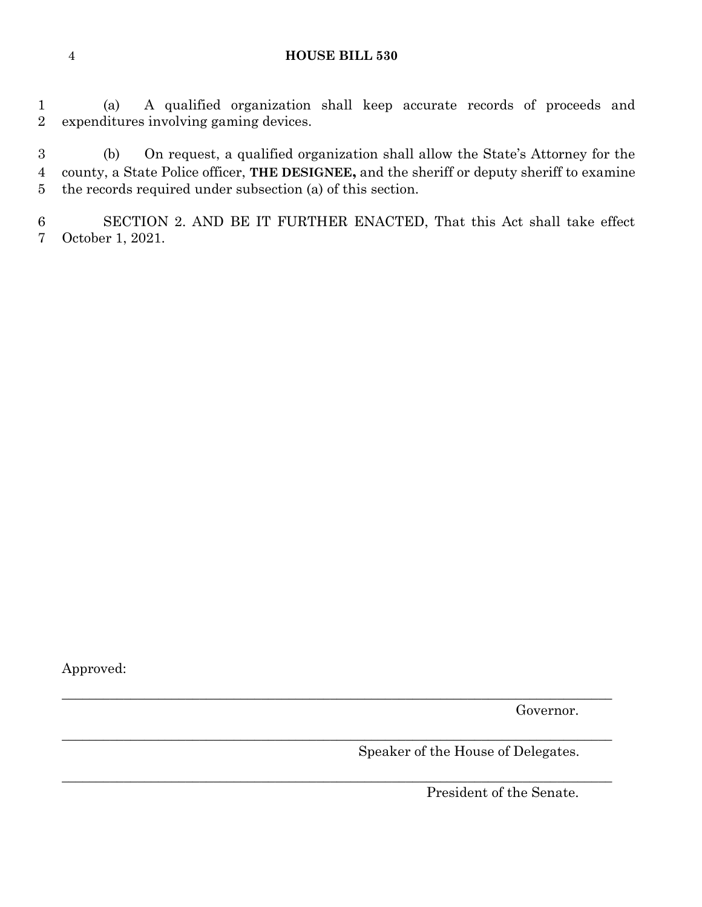(a) A qualified organization shall keep accurate records of proceeds and expenditures involving gaming devices.

(b) On request, a qualified organization shall allow the State's Attorney for the county, a State Police officer, **THE DESIGNEE,** and the sheriff or deputy sheriff to examine the records required under subsection (a) of this section.

SECTION 2. AND BE IT FURTHER ENACTED, That this Act shall take effect October 1, 2021.

Approved:

\_\_\_\_\_\_\_\_\_\_\_\_\_\_\_\_\_\_\_\_\_\_\_\_\_\_\_\_\_\_\_\_\_\_\_\_\_\_\_\_\_\_\_\_\_\_\_\_\_\_\_\_\_\_\_\_\_\_\_\_\_\_\_\_\_\_\_\_\_\_\_\_

Governor.

\_\_\_\_\_\_\_\_\_\_\_\_\_\_\_\_\_\_\_\_\_\_\_\_\_\_\_\_\_\_\_\_\_\_\_\_\_\_\_\_\_\_\_\_\_\_\_\_\_\_\_\_\_\_\_\_\_\_\_\_\_\_\_\_\_\_\_\_\_\_\_\_

Speaker of the House of Delegates.

\_\_\_\_\_\_\_\_\_\_\_\_\_\_\_\_\_\_\_\_\_\_\_\_\_\_\_\_\_\_\_\_\_\_\_\_\_\_\_\_\_\_\_\_\_\_\_\_\_\_\_\_\_\_\_\_\_\_\_\_\_\_\_\_\_\_\_\_\_\_\_\_

President of the Senate.